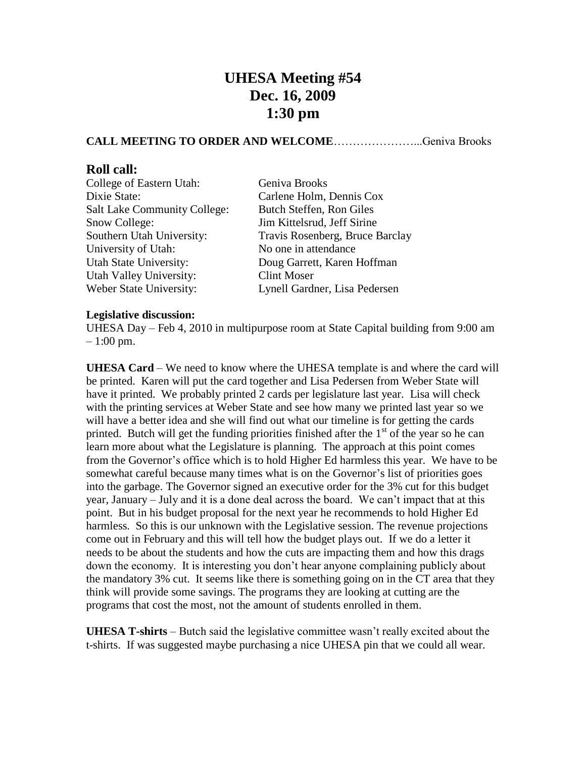# UHESA Meeting #54
# Dec. 16, 2009
# 1:30 pm

**CALL MEETING TO ORDER AND WELCOME**…………………...Geniva Brooks

## Roll call:

| | |
|---|---|
| College of Eastern Utah: | Geniva Brooks |
| Dixie State: | Carlene Holm, Dennis Cox |
| Salt Lake Community College: | Butch Steffen, Ron Giles |
| Snow College: | Jim Kittelsrud, Jeff Sirine |
| Southern Utah University: | Travis Rosenberg, Bruce Barclay |
| University of Utah: | No one in attendance |
| Utah State University: | Doug Garrett, Karen Hoffman |
| Utah Valley University: | Clint Moser |
| Weber State University: | Lynell Gardner, Lisa Pedersen |

**Legislative discussion:**

UHESA Day – Feb 4, 2010 in multipurpose room at State Capital building from 9:00 am – 1:00 pm.

**UHESA Card** – We need to know where the UHESA template is and where the card will be printed. Karen will put the card together and Lisa Pedersen from Weber State will have it printed. We probably printed 2 cards per legislature last year. Lisa will check with the printing services at Weber State and see how many we printed last year so we will have a better idea and she will find out what our timeline is for getting the cards printed. Butch will get the funding priorities finished after the 1st of the year so he can learn more about what the Legislature is planning. The approach at this point comes from the Governor's office which is to hold Higher Ed harmless this year. We have to be somewhat careful because many times what is on the Governor's list of priorities goes into the garbage. The Governor signed an executive order for the 3% cut for this budget year, January – July and it is a done deal across the board. We can't impact that at this point. But in his budget proposal for the next year he recommends to hold Higher Ed harmless. So this is our unknown with the Legislative session. The revenue projections come out in February and this will tell how the budget plays out. If we do a letter it needs to be about the students and how the cuts are impacting them and how this drags down the economy. It is interesting you don't hear anyone complaining publicly about the mandatory 3% cut. It seems like there is something going on in the CT area that they think will provide some savings. The programs they are looking at cutting are the programs that cost the most, not the amount of students enrolled in them.

**UHESA T-shirts** – Butch said the legislative committee wasn't really excited about the t-shirts. If was suggested maybe purchasing a nice UHESA pin that we could all wear.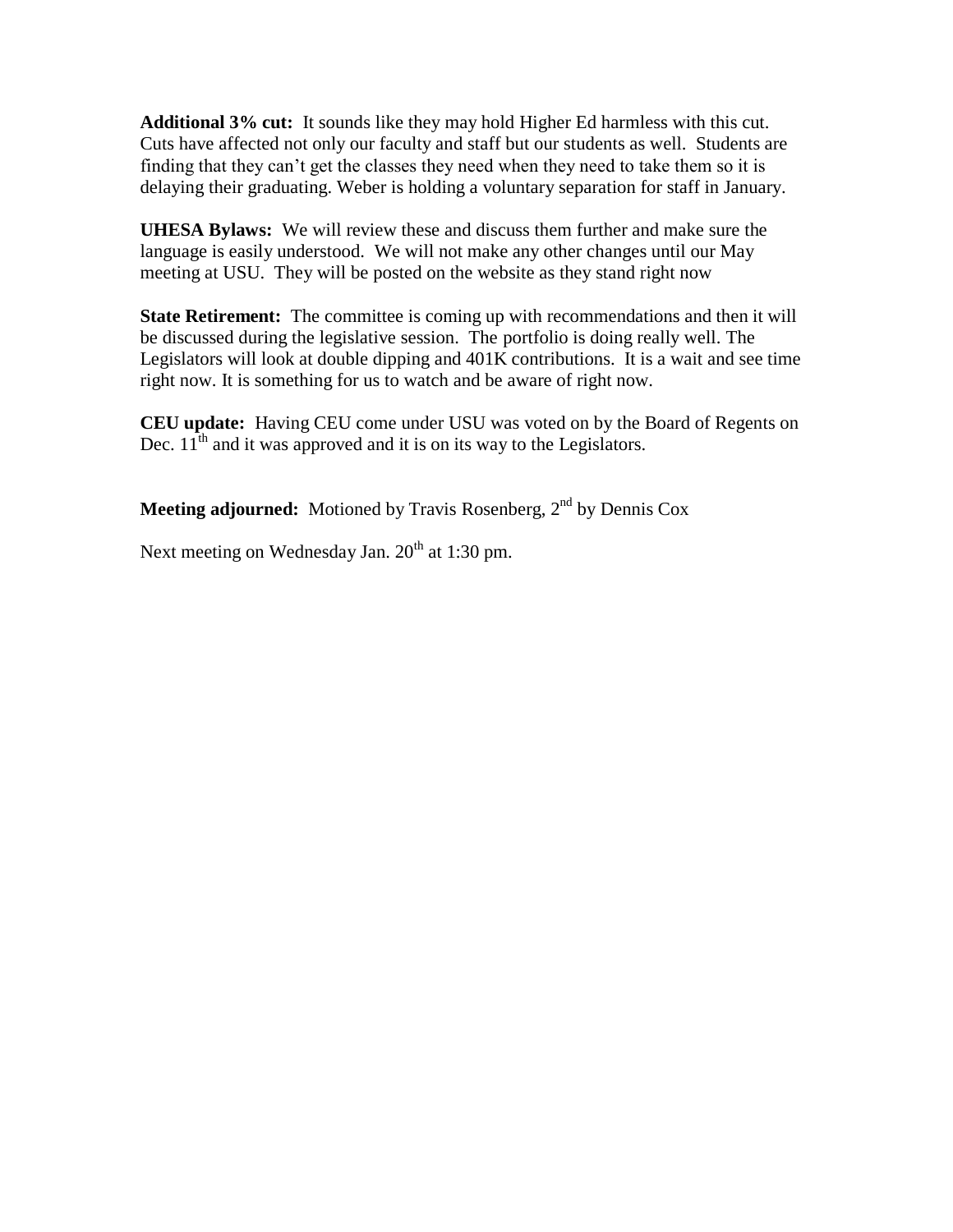**Additional 3% cut:** It sounds like they may hold Higher Ed harmless with this cut. Cuts have affected not only our faculty and staff but our students as well. Students are finding that they can't get the classes they need when they need to take them so it is delaying their graduating. Weber is holding a voluntary separation for staff in January.

**UHESA Bylaws:** We will review these and discuss them further and make sure the language is easily understood. We will not make any other changes until our May meeting at USU. They will be posted on the website as they stand right now

**State Retirement:** The committee is coming up with recommendations and then it will be discussed during the legislative session. The portfolio is doing really well. The Legislators will look at double dipping and 401K contributions. It is a wait and see time right now. It is something for us to watch and be aware of right now.

**CEU update:** Having CEU come under USU was voted on by the Board of Regents on Dec. 11th and it was approved and it is on its way to the Legislators.

**Meeting adjourned:** Motioned by Travis Rosenberg, 2nd by Dennis Cox

Next meeting on Wednesday Jan. 20th at 1:30 pm.